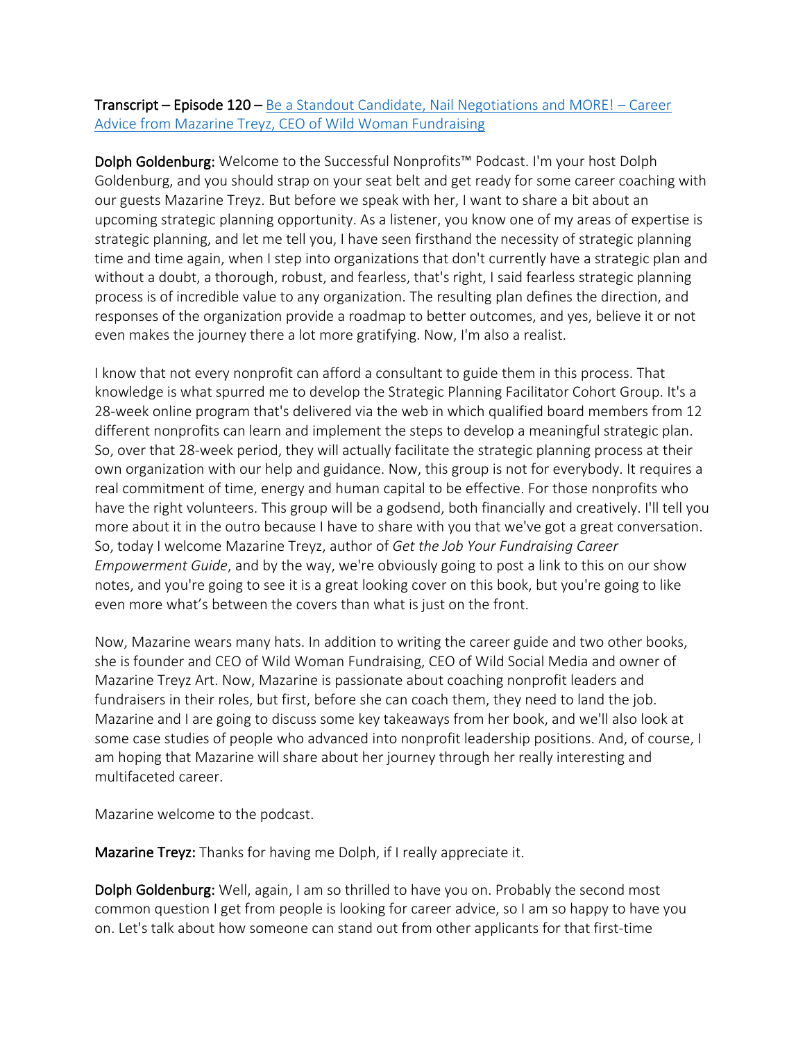**Transcript – Episode 120 –** [Be a Standout Candidate, Nail Negotiations and MORE! – Career Advice from Mazarine Treyz, CEO of Wild Woman Fundraising]

**Dolph Goldenburg:** Welcome to the Successful Nonprofits™ Podcast. I'm your host Dolph Goldenburg, and you should strap on your seat belt and get ready for some career coaching with our guests Mazarine Treyz. But before we speak with her, I want to share a bit about an upcoming strategic planning opportunity. As a listener, you know one of my areas of expertise is strategic planning, and let me tell you, I have seen firsthand the necessity of strategic planning time and time again, when I step into organizations that don't currently have a strategic plan and without a doubt, a thorough, robust, and fearless, that's right, I said fearless strategic planning process is of incredible value to any organization. The resulting plan defines the direction, and responses of the organization provide a roadmap to better outcomes, and yes, believe it or not even makes the journey there a lot more gratifying. Now, I'm also a realist.

I know that not every nonprofit can afford a consultant to guide them in this process. That knowledge is what spurred me to develop the Strategic Planning Facilitator Cohort Group. It's a 28-week online program that's delivered via the web in which qualified board members from 12 different nonprofits can learn and implement the steps to develop a meaningful strategic plan. So, over that 28-week period, they will actually facilitate the strategic planning process at their own organization with our help and guidance. Now, this group is not for everybody. It requires a real commitment of time, energy and human capital to be effective. For those nonprofits who have the right volunteers. This group will be a godsend, both financially and creatively. I'll tell you more about it in the outro because I have to share with you that we've got a great conversation. So, today I welcome Mazarine Treyz, author of *Get the Job Your Fundraising Career Empowerment Guide*, and by the way, we're obviously going to post a link to this on our show notes, and you're going to see it is a great looking cover on this book, but you're going to like even more what's between the covers than what is just on the front.

Now, Mazarine wears many hats. In addition to writing the career guide and two other books, she is founder and CEO of Wild Woman Fundraising, CEO of Wild Social Media and owner of Mazarine Treyz Art. Now, Mazarine is passionate about coaching nonprofit leaders and fundraisers in their roles, but first, before she can coach them, they need to land the job. Mazarine and I are going to discuss some key takeaways from her book, and we'll also look at some case studies of people who advanced into nonprofit leadership positions. And, of course, I am hoping that Mazarine will share about her journey through her really interesting and multifaceted career.

Mazarine welcome to the podcast.

**Mazarine Treyz:** Thanks for having me Dolph, if I really appreciate it.

**Dolph Goldenburg:** Well, again, I am so thrilled to have you on. Probably the second most common question I get from people is looking for career advice, so I am so happy to have you on. Let's talk about how someone can stand out from other applicants for that first-time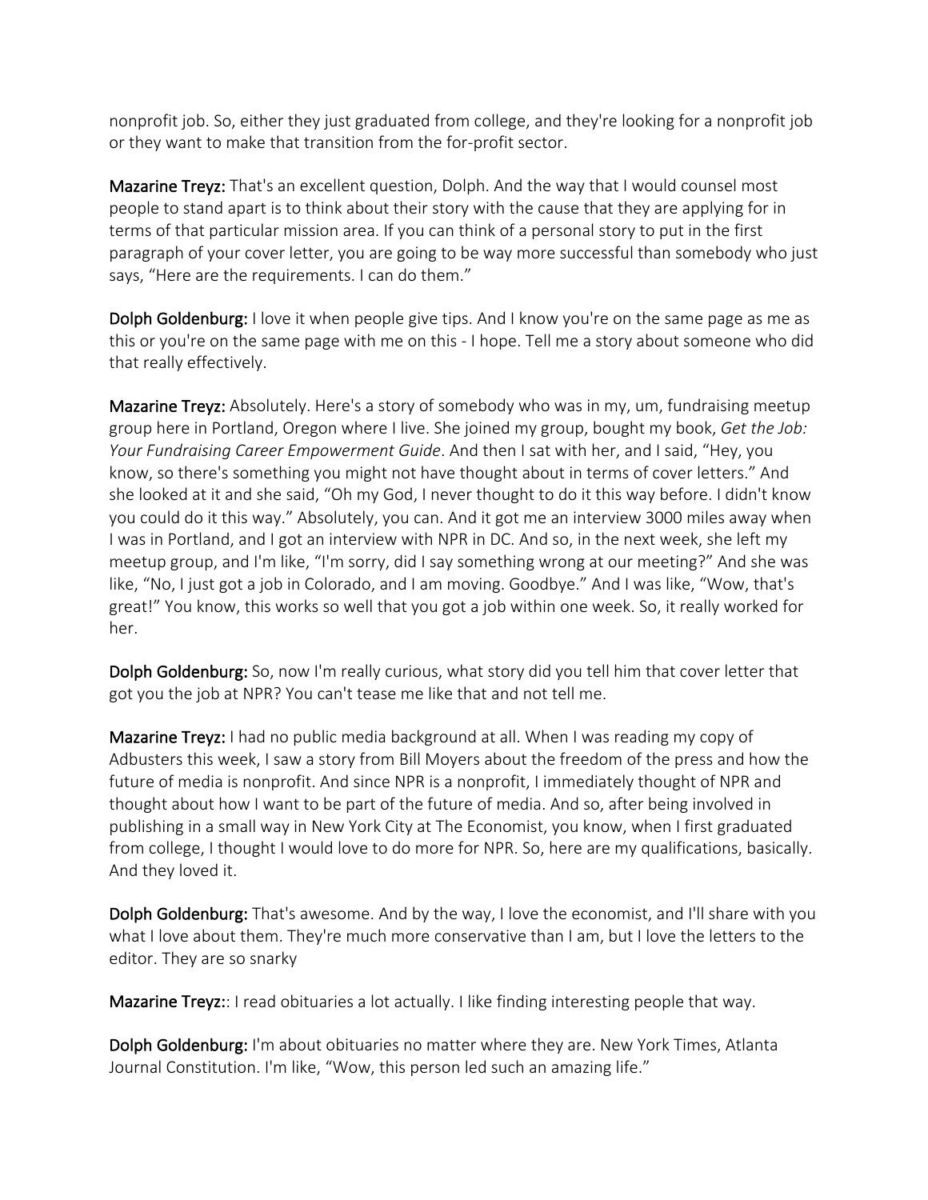nonprofit job. So, either they just graduated from college, and they're looking for a nonprofit job or they want to make that transition from the for-profit sector.

**Mazarine Treyz:** That's an excellent question, Dolph. And the way that I would counsel most people to stand apart is to think about their story with the cause that they are applying for in terms of that particular mission area. If you can think of a personal story to put in the first paragraph of your cover letter, you are going to be way more successful than somebody who just says, "Here are the requirements. I can do them."

**Dolph Goldenburg:** I love it when people give tips. And I know you're on the same page as me as this or you're on the same page with me on this - I hope. Tell me a story about someone who did that really effectively.

**Mazarine Treyz:** Absolutely. Here's a story of somebody who was in my, um, fundraising meetup group here in Portland, Oregon where I live. She joined my group, bought my book, *Get the Job: Your Fundraising Career Empowerment Guide*. And then I sat with her, and I said, "Hey, you know, so there's something you might not have thought about in terms of cover letters." And she looked at it and she said, "Oh my God, I never thought to do it this way before. I didn't know you could do it this way." Absolutely, you can. And it got me an interview 3000 miles away when I was in Portland, and I got an interview with NPR in DC. And so, in the next week, she left my meetup group, and I'm like, "I'm sorry, did I say something wrong at our meeting?" And she was like, "No, I just got a job in Colorado, and I am moving. Goodbye." And I was like, "Wow, that's great!" You know, this works so well that you got a job within one week. So, it really worked for her.

**Dolph Goldenburg:** So, now I'm really curious, what story did you tell him that cover letter that got you the job at NPR? You can't tease me like that and not tell me.

**Mazarine Treyz:** I had no public media background at all. When I was reading my copy of Adbusters this week, I saw a story from Bill Moyers about the freedom of the press and how the future of media is nonprofit. And since NPR is a nonprofit, I immediately thought of NPR and thought about how I want to be part of the future of media. And so, after being involved in publishing in a small way in New York City at The Economist, you know, when I first graduated from college, I thought I would love to do more for NPR. So, here are my qualifications, basically. And they loved it.

**Dolph Goldenburg:** That's awesome. And by the way, I love the economist, and I'll share with you what I love about them. They're much more conservative than I am, but I love the letters to the editor. They are so snarky

**Mazarine Treyz:**: I read obituaries a lot actually. I like finding interesting people that way.

**Dolph Goldenburg:** I'm about obituaries no matter where they are. New York Times, Atlanta Journal Constitution. I'm like, "Wow, this person led such an amazing life."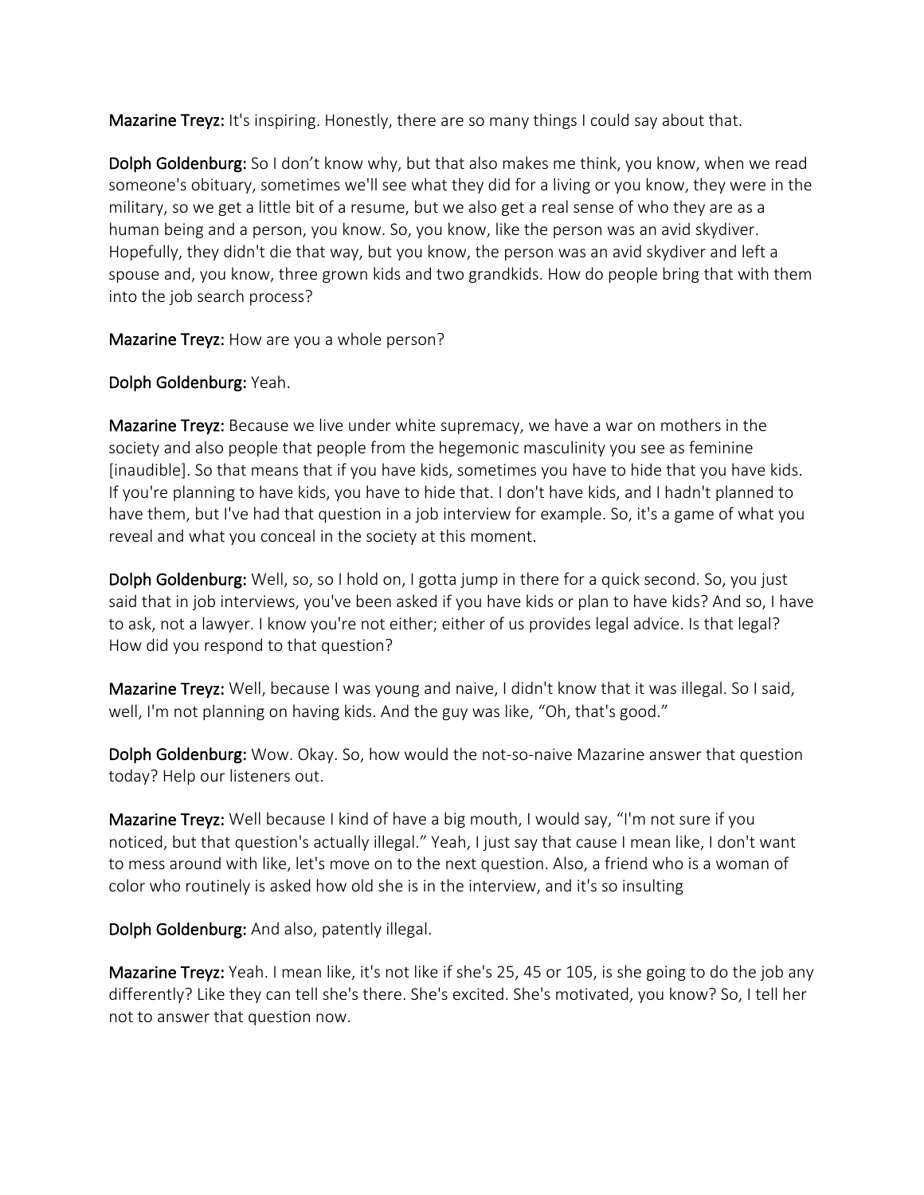**Mazarine Treyz:** It's inspiring. Honestly, there are so many things I could say about that.

**Dolph Goldenburg:** So I don't know why, but that also makes me think, you know, when we read someone's obituary, sometimes we'll see what they did for a living or you know, they were in the military, so we get a little bit of a resume, but we also get a real sense of who they are as a human being and a person, you know. So, you know, like the person was an avid skydiver. Hopefully, they didn't die that way, but you know, the person was an avid skydiver and left a spouse and, you know, three grown kids and two grandkids. How do people bring that with them into the job search process?

**Mazarine Treyz:** How are you a whole person?

**Dolph Goldenburg:** Yeah.

**Mazarine Treyz:** Because we live under white supremacy, we have a war on mothers in the society and also people that people from the hegemonic masculinity you see as feminine [inaudible]. So that means that if you have kids, sometimes you have to hide that you have kids. If you're planning to have kids, you have to hide that. I don't have kids, and I hadn't planned to have them, but I've had that question in a job interview for example. So, it's a game of what you reveal and what you conceal in the society at this moment.

**Dolph Goldenburg:** Well, so, so I hold on, I gotta jump in there for a quick second. So, you just said that in job interviews, you've been asked if you have kids or plan to have kids? And so, I have to ask, not a lawyer. I know you're not either; either of us provides legal advice. Is that legal? How did you respond to that question?

**Mazarine Treyz:** Well, because I was young and naive, I didn't know that it was illegal. So I said, well, I'm not planning on having kids. And the guy was like, "Oh, that's good."

**Dolph Goldenburg:** Wow. Okay. So, how would the not-so-naive Mazarine answer that question today? Help our listeners out.

**Mazarine Treyz:** Well because I kind of have a big mouth, I would say, "I'm not sure if you noticed, but that question's actually illegal." Yeah, I just say that cause I mean like, I don't want to mess around with like, let's move on to the next question. Also, a friend who is a woman of color who routinely is asked how old she is in the interview, and it's so insulting

**Dolph Goldenburg:** And also, patently illegal.

**Mazarine Treyz:** Yeah. I mean like, it's not like if she's 25, 45 or 105, is she going to do the job any differently? Like they can tell she's there. She's excited. She's motivated, you know? So, I tell her not to answer that question now.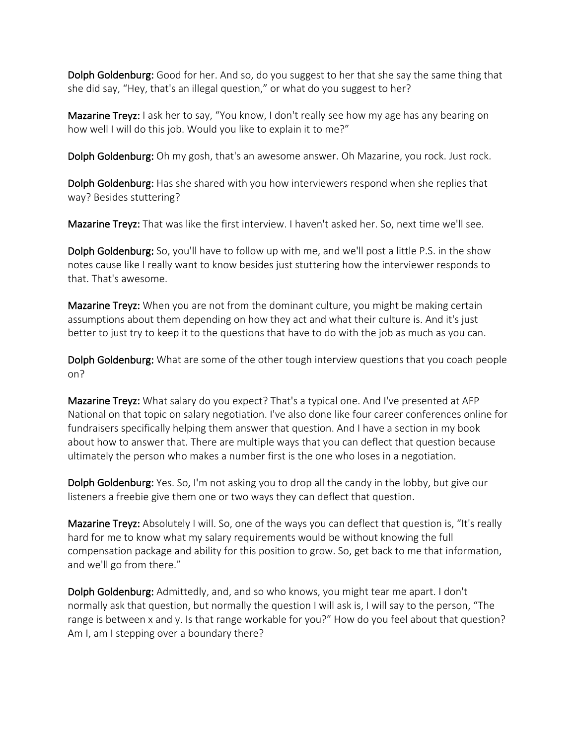**Dolph Goldenburg:** Good for her. And so, do you suggest to her that she say the same thing that she did say, “Hey, that's an illegal question,” or what do you suggest to her?

**Mazarine Treyz:** I ask her to say, “You know, I don't really see how my age has any bearing on how well I will do this job. Would you like to explain it to me?”

**Dolph Goldenburg:** Oh my gosh, that's an awesome answer. Oh Mazarine, you rock. Just rock.

**Dolph Goldenburg:** Has she shared with you how interviewers respond when she replies that way? Besides stuttering?

**Mazarine Treyz:** That was like the first interview. I haven't asked her. So, next time we'll see.

**Dolph Goldenburg:** So, you'll have to follow up with me, and we'll post a little P.S. in the show notes cause like I really want to know besides just stuttering how the interviewer responds to that. That's awesome.

**Mazarine Treyz:** When you are not from the dominant culture, you might be making certain assumptions about them depending on how they act and what their culture is. And it's just better to just try to keep it to the questions that have to do with the job as much as you can.

**Dolph Goldenburg:** What are some of the other tough interview questions that you coach people on?

**Mazarine Treyz:** What salary do you expect? That's a typical one. And I've presented at AFP National on that topic on salary negotiation. I've also done like four career conferences online for fundraisers specifically helping them answer that question. And I have a section in my book about how to answer that. There are multiple ways that you can deflect that question because ultimately the person who makes a number first is the one who loses in a negotiation.

**Dolph Goldenburg:** Yes. So, I'm not asking you to drop all the candy in the lobby, but give our listeners a freebie give them one or two ways they can deflect that question.

**Mazarine Treyz:** Absolutely I will. So, one of the ways you can deflect that question is, “It's really hard for me to know what my salary requirements would be without knowing the full compensation package and ability for this position to grow. So, get back to me that information, and we'll go from there.”

**Dolph Goldenburg:** Admittedly, and, and so who knows, you might tear me apart. I don't normally ask that question, but normally the question I will ask is, I will say to the person, “The range is between x and y. Is that range workable for you?” How do you feel about that question? Am I, am I stepping over a boundary there?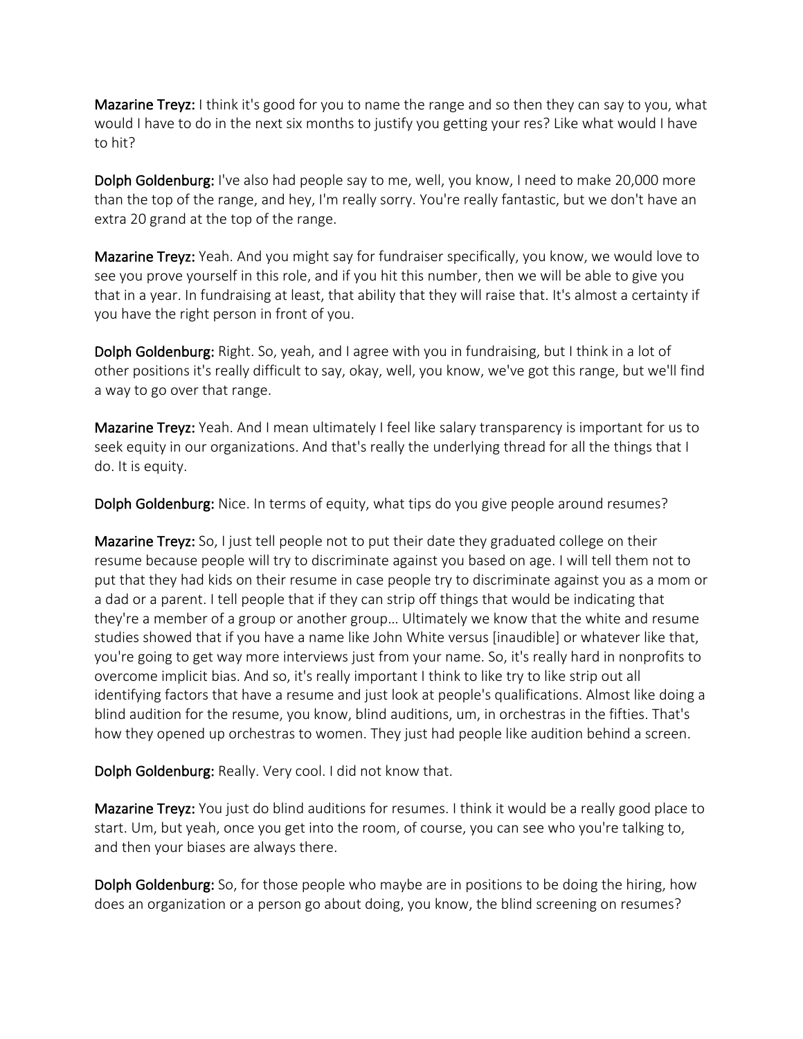**Mazarine Treyz:** I think it's good for you to name the range and so then they can say to you, what would I have to do in the next six months to justify you getting your res? Like what would I have to hit?

**Dolph Goldenburg:** I've also had people say to me, well, you know, I need to make 20,000 more than the top of the range, and hey, I'm really sorry. You're really fantastic, but we don't have an extra 20 grand at the top of the range.

**Mazarine Treyz:** Yeah. And you might say for fundraiser specifically, you know, we would love to see you prove yourself in this role, and if you hit this number, then we will be able to give you that in a year. In fundraising at least, that ability that they will raise that. It's almost a certainty if you have the right person in front of you.

**Dolph Goldenburg:** Right. So, yeah, and I agree with you in fundraising, but I think in a lot of other positions it's really difficult to say, okay, well, you know, we've got this range, but we'll find a way to go over that range.

**Mazarine Treyz:** Yeah. And I mean ultimately I feel like salary transparency is important for us to seek equity in our organizations. And that's really the underlying thread for all the things that I do. It is equity.

**Dolph Goldenburg:** Nice. In terms of equity, what tips do you give people around resumes?

**Mazarine Treyz:** So, I just tell people not to put their date they graduated college on their resume because people will try to discriminate against you based on age. I will tell them not to put that they had kids on their resume in case people try to discriminate against you as a mom or a dad or a parent. I tell people that if they can strip off things that would be indicating that they're a member of a group or another group… Ultimately we know that the white and resume studies showed that if you have a name like John White versus [inaudible] or whatever like that, you're going to get way more interviews just from your name. So, it's really hard in nonprofits to overcome implicit bias. And so, it's really important I think to like try to like strip out all identifying factors that have a resume and just look at people's qualifications. Almost like doing a blind audition for the resume, you know, blind auditions, um, in orchestras in the fifties. That's how they opened up orchestras to women. They just had people like audition behind a screen.

**Dolph Goldenburg:** Really. Very cool. I did not know that.

**Mazarine Treyz:** You just do blind auditions for resumes. I think it would be a really good place to start. Um, but yeah, once you get into the room, of course, you can see who you're talking to, and then your biases are always there.

**Dolph Goldenburg:** So, for those people who maybe are in positions to be doing the hiring, how does an organization or a person go about doing, you know, the blind screening on resumes?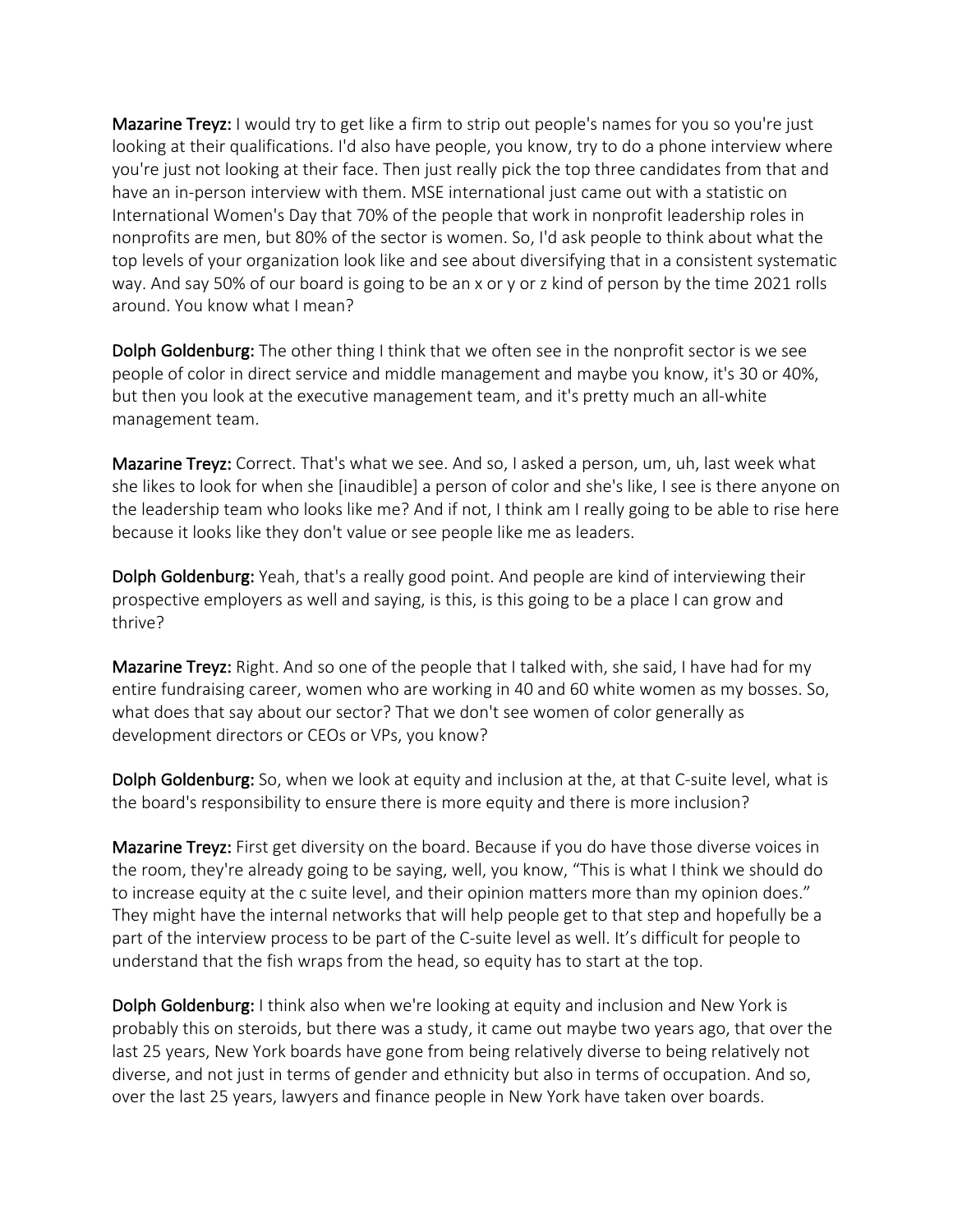**Mazarine Treyz:** I would try to get like a firm to strip out people's names for you so you're just looking at their qualifications. I'd also have people, you know, try to do a phone interview where you're just not looking at their face. Then just really pick the top three candidates from that and have an in-person interview with them. MSE international just came out with a statistic on International Women's Day that 70% of the people that work in nonprofit leadership roles in nonprofits are men, but 80% of the sector is women. So, I'd ask people to think about what the top levels of your organization look like and see about diversifying that in a consistent systematic way. And say 50% of our board is going to be an x or y or z kind of person by the time 2021 rolls around. You know what I mean?

**Dolph Goldenburg:** The other thing I think that we often see in the nonprofit sector is we see people of color in direct service and middle management and maybe you know, it's 30 or 40%, but then you look at the executive management team, and it's pretty much an all-white management team.

**Mazarine Treyz:** Correct. That's what we see. And so, I asked a person, um, uh, last week what she likes to look for when she [inaudible] a person of color and she's like, I see is there anyone on the leadership team who looks like me? And if not, I think am I really going to be able to rise here because it looks like they don't value or see people like me as leaders.

**Dolph Goldenburg:** Yeah, that's a really good point. And people are kind of interviewing their prospective employers as well and saying, is this, is this going to be a place I can grow and thrive?

**Mazarine Treyz:** Right. And so one of the people that I talked with, she said, I have had for my entire fundraising career, women who are working in 40 and 60 white women as my bosses. So, what does that say about our sector? That we don't see women of color generally as development directors or CEOs or VPs, you know?

**Dolph Goldenburg:** So, when we look at equity and inclusion at the, at that C-suite level, what is the board's responsibility to ensure there is more equity and there is more inclusion?

**Mazarine Treyz:** First get diversity on the board. Because if you do have those diverse voices in the room, they're already going to be saying, well, you know, "This is what I think we should do to increase equity at the c suite level, and their opinion matters more than my opinion does." They might have the internal networks that will help people get to that step and hopefully be a part of the interview process to be part of the C-suite level as well. It's difficult for people to understand that the fish wraps from the head, so equity has to start at the top.

**Dolph Goldenburg:** I think also when we're looking at equity and inclusion and New York is probably this on steroids, but there was a study, it came out maybe two years ago, that over the last 25 years, New York boards have gone from being relatively diverse to being relatively not diverse, and not just in terms of gender and ethnicity but also in terms of occupation. And so, over the last 25 years, lawyers and finance people in New York have taken over boards.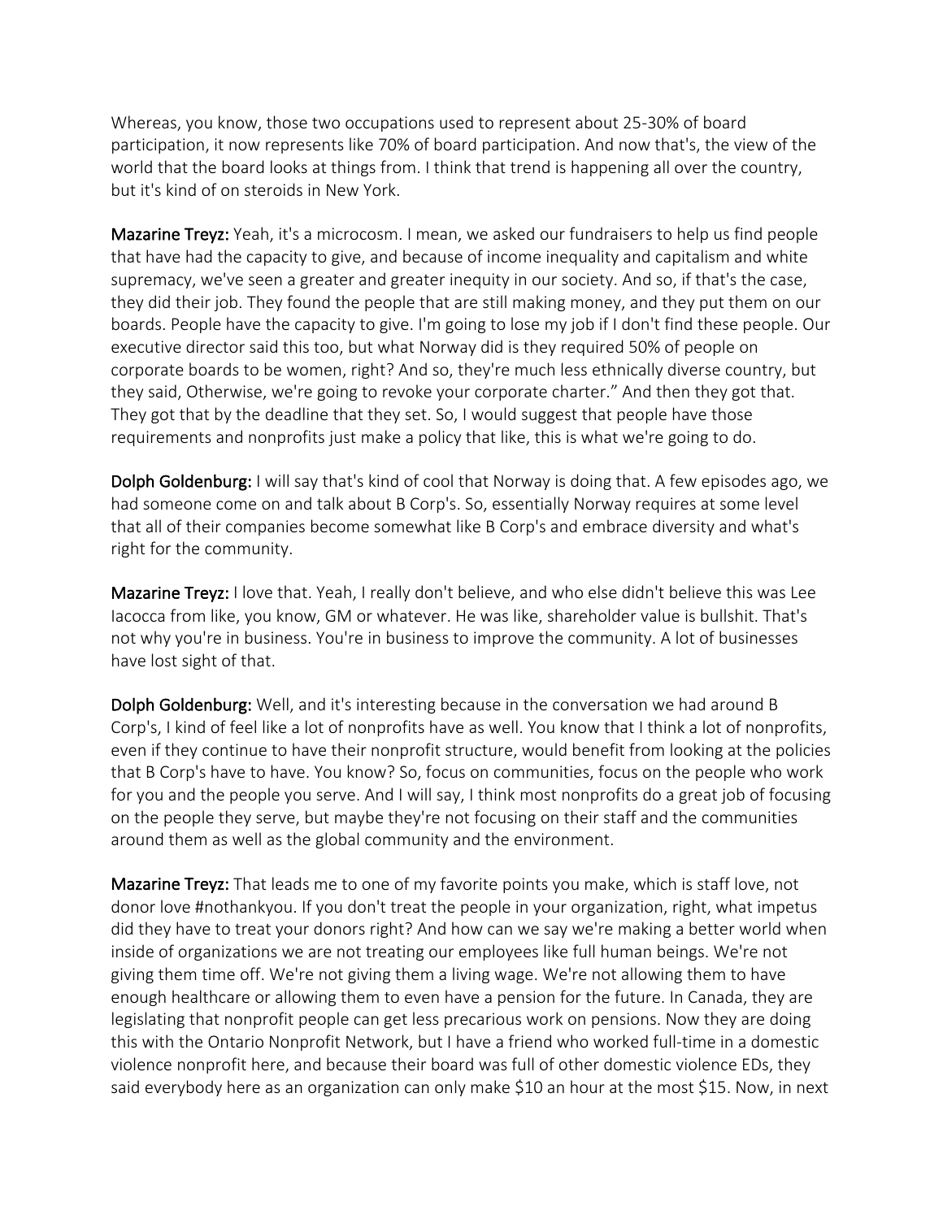Whereas, you know, those two occupations used to represent about 25-30% of board participation, it now represents like 70% of board participation. And now that's, the view of the world that the board looks at things from. I think that trend is happening all over the country, but it's kind of on steroids in New York.

**Mazarine Treyz:** Yeah, it's a microcosm. I mean, we asked our fundraisers to help us find people that have had the capacity to give, and because of income inequality and capitalism and white supremacy, we've seen a greater and greater inequity in our society. And so, if that's the case, they did their job. They found the people that are still making money, and they put them on our boards. People have the capacity to give. I'm going to lose my job if I don't find these people. Our executive director said this too, but what Norway did is they required 50% of people on corporate boards to be women, right? And so, they're much less ethnically diverse country, but they said, Otherwise, we're going to revoke your corporate charter." And then they got that. They got that by the deadline that they set. So, I would suggest that people have those requirements and nonprofits just make a policy that like, this is what we're going to do.

**Dolph Goldenburg:** I will say that's kind of cool that Norway is doing that. A few episodes ago, we had someone come on and talk about B Corp's. So, essentially Norway requires at some level that all of their companies become somewhat like B Corp's and embrace diversity and what's right for the community.

**Mazarine Treyz:** I love that. Yeah, I really don't believe, and who else didn't believe this was Lee Iacocca from like, you know, GM or whatever. He was like, shareholder value is bullshit. That's not why you're in business. You're in business to improve the community. A lot of businesses have lost sight of that.

**Dolph Goldenburg:** Well, and it's interesting because in the conversation we had around B Corp's, I kind of feel like a lot of nonprofits have as well. You know that I think a lot of nonprofits, even if they continue to have their nonprofit structure, would benefit from looking at the policies that B Corp's have to have. You know? So, focus on communities, focus on the people who work for you and the people you serve. And I will say, I think most nonprofits do a great job of focusing on the people they serve, but maybe they're not focusing on their staff and the communities around them as well as the global community and the environment.

**Mazarine Treyz:** That leads me to one of my favorite points you make, which is staff love, not donor love #nothankyou. If you don't treat the people in your organization, right, what impetus did they have to treat your donors right? And how can we say we're making a better world when inside of organizations we are not treating our employees like full human beings. We're not giving them time off. We're not giving them a living wage. We're not allowing them to have enough healthcare or allowing them to even have a pension for the future. In Canada, they are legislating that nonprofit people can get less precarious work on pensions. Now they are doing this with the Ontario Nonprofit Network, but I have a friend who worked full-time in a domestic violence nonprofit here, and because their board was full of other domestic violence EDs, they said everybody here as an organization can only make $10 an hour at the most $15. Now, in next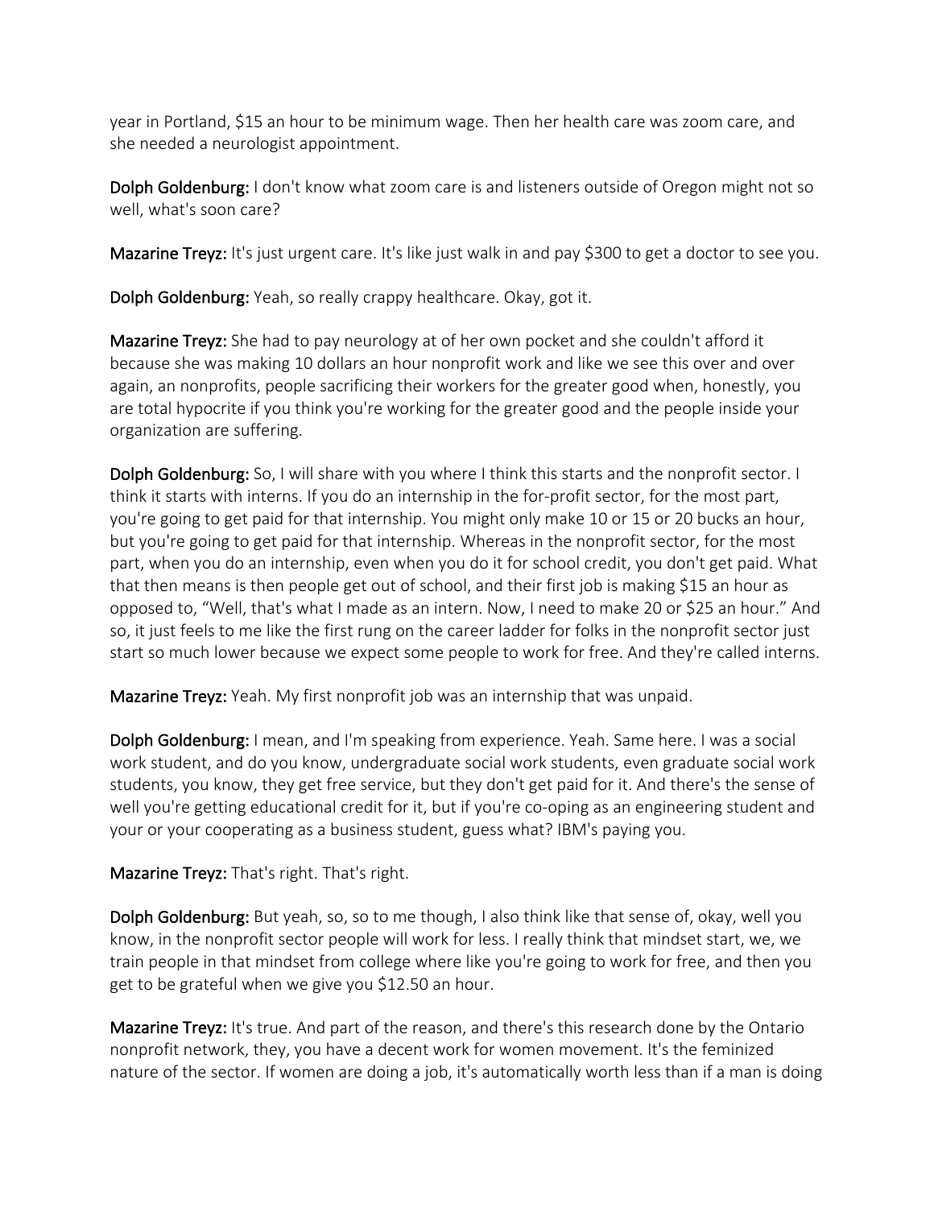year in Portland, $15 an hour to be minimum wage. Then her health care was zoom care, and she needed a neurologist appointment.

**Dolph Goldenburg:** I don't know what zoom care is and listeners outside of Oregon might not so well, what's soon care?

**Mazarine Treyz:** It's just urgent care. It's like just walk in and pay $300 to get a doctor to see you.

**Dolph Goldenburg:** Yeah, so really crappy healthcare. Okay, got it.

**Mazarine Treyz:** She had to pay neurology at of her own pocket and she couldn't afford it because she was making 10 dollars an hour nonprofit work and like we see this over and over again, an nonprofits, people sacrificing their workers for the greater good when, honestly, you are total hypocrite if you think you're working for the greater good and the people inside your organization are suffering.

**Dolph Goldenburg:** So, I will share with you where I think this starts and the nonprofit sector. I think it starts with interns. If you do an internship in the for-profit sector, for the most part, you're going to get paid for that internship. You might only make 10 or 15 or 20 bucks an hour, but you're going to get paid for that internship. Whereas in the nonprofit sector, for the most part, when you do an internship, even when you do it for school credit, you don't get paid. What that then means is then people get out of school, and their first job is making $15 an hour as opposed to, "Well, that's what I made as an intern. Now, I need to make 20 or $25 an hour." And so, it just feels to me like the first rung on the career ladder for folks in the nonprofit sector just start so much lower because we expect some people to work for free. And they're called interns.

**Mazarine Treyz:** Yeah. My first nonprofit job was an internship that was unpaid.

**Dolph Goldenburg:** I mean, and I'm speaking from experience. Yeah. Same here. I was a social work student, and do you know, undergraduate social work students, even graduate social work students, you know, they get free service, but they don't get paid for it. And there's the sense of well you're getting educational credit for it, but if you're co-oping as an engineering student and your or your cooperating as a business student, guess what? IBM's paying you.

**Mazarine Treyz:** That's right. That's right.

**Dolph Goldenburg:** But yeah, so, so to me though, I also think like that sense of, okay, well you know, in the nonprofit sector people will work for less. I really think that mindset start, we, we train people in that mindset from college where like you're going to work for free, and then you get to be grateful when we give you $12.50 an hour.

**Mazarine Treyz:** It's true. And part of the reason, and there's this research done by the Ontario nonprofit network, they, you have a decent work for women movement. It's the feminized nature of the sector. If women are doing a job, it's automatically worth less than if a man is doing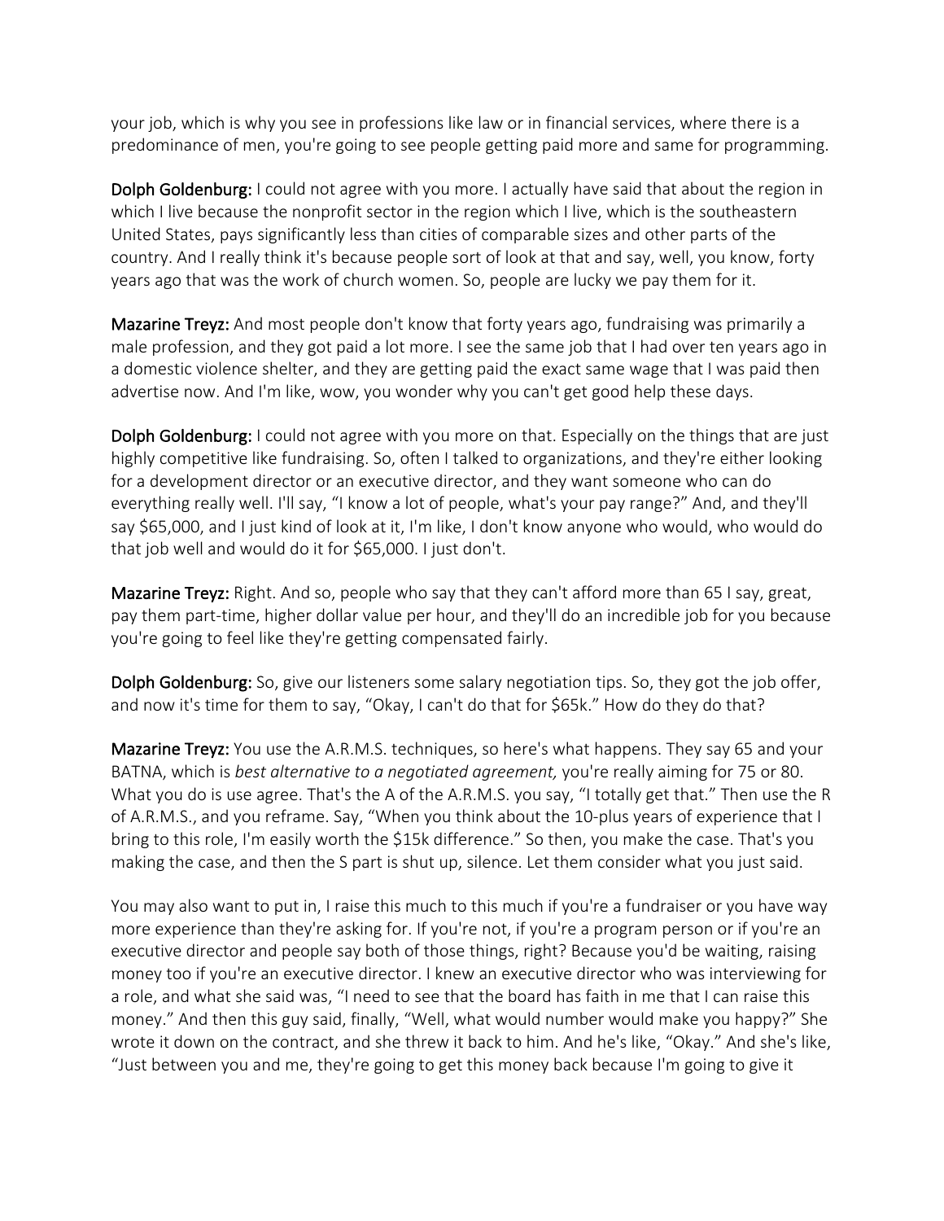your job, which is why you see in professions like law or in financial services, where there is a predominance of men, you're going to see people getting paid more and same for programming.

**Dolph Goldenburg:** I could not agree with you more. I actually have said that about the region in which I live because the nonprofit sector in the region which I live, which is the southeastern United States, pays significantly less than cities of comparable sizes and other parts of the country. And I really think it's because people sort of look at that and say, well, you know, forty years ago that was the work of church women. So, people are lucky we pay them for it.

**Mazarine Treyz:** And most people don't know that forty years ago, fundraising was primarily a male profession, and they got paid a lot more. I see the same job that I had over ten years ago in a domestic violence shelter, and they are getting paid the exact same wage that I was paid then advertise now. And I'm like, wow, you wonder why you can't get good help these days.

**Dolph Goldenburg:** I could not agree with you more on that. Especially on the things that are just highly competitive like fundraising. So, often I talked to organizations, and they're either looking for a development director or an executive director, and they want someone who can do everything really well. I'll say, "I know a lot of people, what's your pay range?" And, and they'll say $65,000, and I just kind of look at it, I'm like, I don't know anyone who would, who would do that job well and would do it for $65,000. I just don't.

**Mazarine Treyz:** Right. And so, people who say that they can't afford more than 65 I say, great, pay them part-time, higher dollar value per hour, and they'll do an incredible job for you because you're going to feel like they're getting compensated fairly.

**Dolph Goldenburg:** So, give our listeners some salary negotiation tips. So, they got the job offer, and now it's time for them to say, "Okay, I can't do that for $65k." How do they do that?

**Mazarine Treyz:** You use the A.R.M.S. techniques, so here's what happens. They say 65 and your BATNA, which is *best alternative to a negotiated agreement,* you're really aiming for 75 or 80. What you do is use agree. That's the A of the A.R.M.S. you say, "I totally get that." Then use the R of A.R.M.S., and you reframe. Say, "When you think about the 10-plus years of experience that I bring to this role, I'm easily worth the $15k difference." So then, you make the case. That's you making the case, and then the S part is shut up, silence. Let them consider what you just said.

You may also want to put in, I raise this much to this much if you're a fundraiser or you have way more experience than they're asking for. If you're not, if you're a program person or if you're an executive director and people say both of those things, right? Because you'd be waiting, raising money too if you're an executive director. I knew an executive director who was interviewing for a role, and what she said was, "I need to see that the board has faith in me that I can raise this money." And then this guy said, finally, "Well, what would number would make you happy?" She wrote it down on the contract, and she threw it back to him. And he's like, "Okay." And she's like, "Just between you and me, they're going to get this money back because I'm going to give it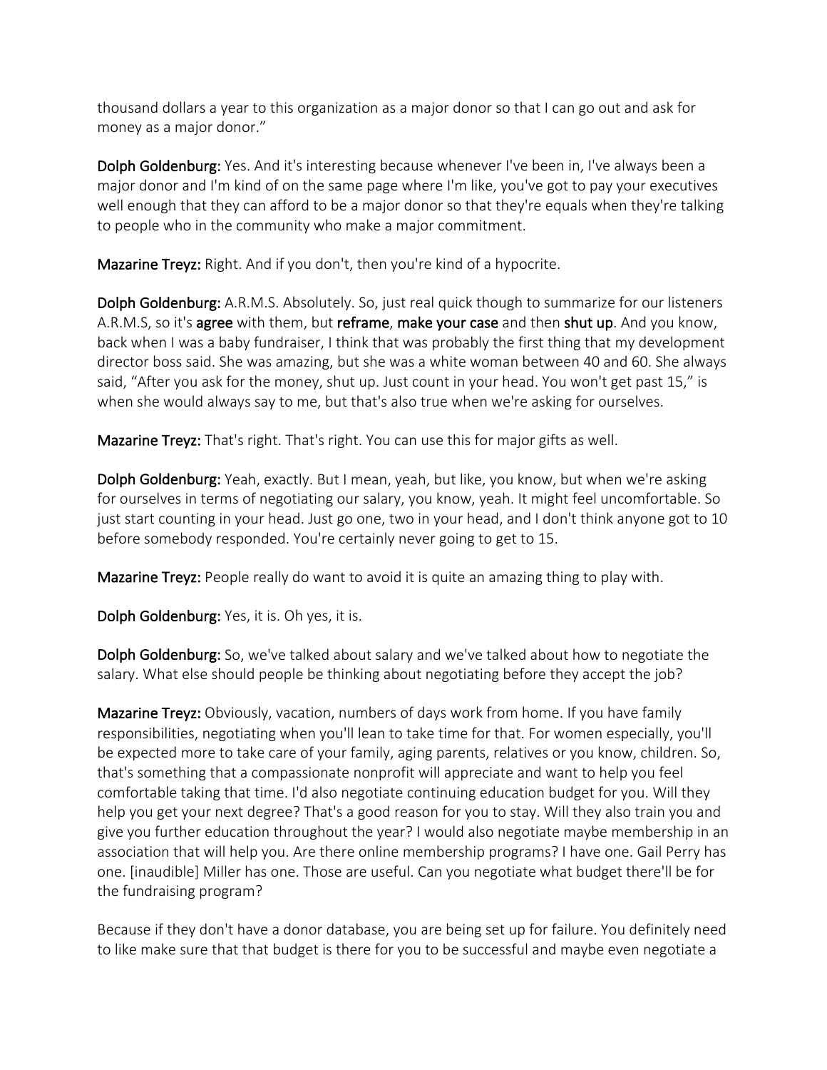thousand dollars a year to this organization as a major donor so that I can go out and ask for money as a major donor."

**Dolph Goldenburg:** Yes. And it's interesting because whenever I've been in, I've always been a major donor and I'm kind of on the same page where I'm like, you've got to pay your executives well enough that they can afford to be a major donor so that they're equals when they're talking to people who in the community who make a major commitment.

**Mazarine Treyz:** Right. And if you don't, then you're kind of a hypocrite.

**Dolph Goldenburg:** A.R.M.S. Absolutely. So, just real quick though to summarize for our listeners A.R.M.S, so it's **agree** with them, but **reframe**, **make your case** and then **shut up**. And you know, back when I was a baby fundraiser, I think that was probably the first thing that my development director boss said. She was amazing, but she was a white woman between 40 and 60. She always said, "After you ask for the money, shut up. Just count in your head. You won't get past 15," is when she would always say to me, but that's also true when we're asking for ourselves.

**Mazarine Treyz:** That's right. That's right. You can use this for major gifts as well.

**Dolph Goldenburg:** Yeah, exactly. But I mean, yeah, but like, you know, but when we're asking for ourselves in terms of negotiating our salary, you know, yeah. It might feel uncomfortable. So just start counting in your head. Just go one, two in your head, and I don't think anyone got to 10 before somebody responded. You're certainly never going to get to 15.

**Mazarine Treyz:** People really do want to avoid it is quite an amazing thing to play with.

**Dolph Goldenburg:** Yes, it is. Oh yes, it is.

**Dolph Goldenburg:** So, we've talked about salary and we've talked about how to negotiate the salary. What else should people be thinking about negotiating before they accept the job?

**Mazarine Treyz:** Obviously, vacation, numbers of days work from home. If you have family responsibilities, negotiating when you'll lean to take time for that. For women especially, you'll be expected more to take care of your family, aging parents, relatives or you know, children. So, that's something that a compassionate nonprofit will appreciate and want to help you feel comfortable taking that time. I'd also negotiate continuing education budget for you. Will they help you get your next degree? That's a good reason for you to stay. Will they also train you and give you further education throughout the year? I would also negotiate maybe membership in an association that will help you. Are there online membership programs? I have one. Gail Perry has one. [inaudible] Miller has one. Those are useful. Can you negotiate what budget there'll be for the fundraising program?

Because if they don't have a donor database, you are being set up for failure. You definitely need to like make sure that that budget is there for you to be successful and maybe even negotiate a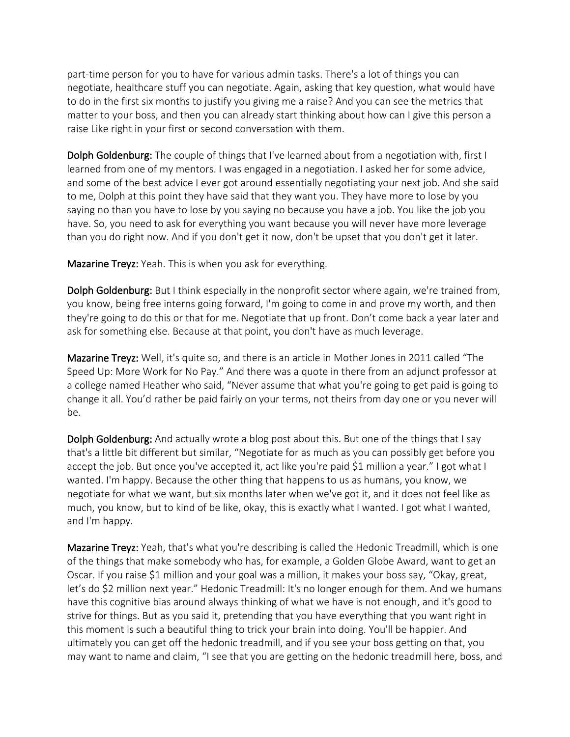part-time person for you to have for various admin tasks. There's a lot of things you can negotiate, healthcare stuff you can negotiate. Again, asking that key question, what would have to do in the first six months to justify you giving me a raise? And you can see the metrics that matter to your boss, and then you can already start thinking about how can I give this person a raise Like right in your first or second conversation with them.

**Dolph Goldenburg:** The couple of things that I've learned about from a negotiation with, first I learned from one of my mentors. I was engaged in a negotiation. I asked her for some advice, and some of the best advice I ever got around essentially negotiating your next job. And she said to me, Dolph at this point they have said that they want you. They have more to lose by you saying no than you have to lose by you saying no because you have a job. You like the job you have. So, you need to ask for everything you want because you will never have more leverage than you do right now. And if you don't get it now, don't be upset that you don't get it later.

**Mazarine Treyz:** Yeah. This is when you ask for everything.

**Dolph Goldenburg:** But I think especially in the nonprofit sector where again, we're trained from, you know, being free interns going forward, I'm going to come in and prove my worth, and then they're going to do this or that for me. Negotiate that up front. Don't come back a year later and ask for something else. Because at that point, you don't have as much leverage.

**Mazarine Treyz:** Well, it's quite so, and there is an article in Mother Jones in 2011 called "The Speed Up: More Work for No Pay." And there was a quote in there from an adjunct professor at a college named Heather who said, "Never assume that what you're going to get paid is going to change it all. You'd rather be paid fairly on your terms, not theirs from day one or you never will be.

**Dolph Goldenburg:** And actually wrote a blog post about this. But one of the things that I say that's a little bit different but similar, "Negotiate for as much as you can possibly get before you accept the job. But once you've accepted it, act like you're paid $1 million a year." I got what I wanted. I'm happy. Because the other thing that happens to us as humans, you know, we negotiate for what we want, but six months later when we've got it, and it does not feel like as much, you know, but to kind of be like, okay, this is exactly what I wanted. I got what I wanted, and I'm happy.

**Mazarine Treyz:** Yeah, that's what you're describing is called the Hedonic Treadmill, which is one of the things that make somebody who has, for example, a Golden Globe Award, want to get an Oscar. If you raise $1 million and your goal was a million, it makes your boss say, "Okay, great, let's do $2 million next year." Hedonic Treadmill: It's no longer enough for them. And we humans have this cognitive bias around always thinking of what we have is not enough, and it's good to strive for things. But as you said it, pretending that you have everything that you want right in this moment is such a beautiful thing to trick your brain into doing. You'll be happier. And ultimately you can get off the hedonic treadmill, and if you see your boss getting on that, you may want to name and claim, "I see that you are getting on the hedonic treadmill here, boss, and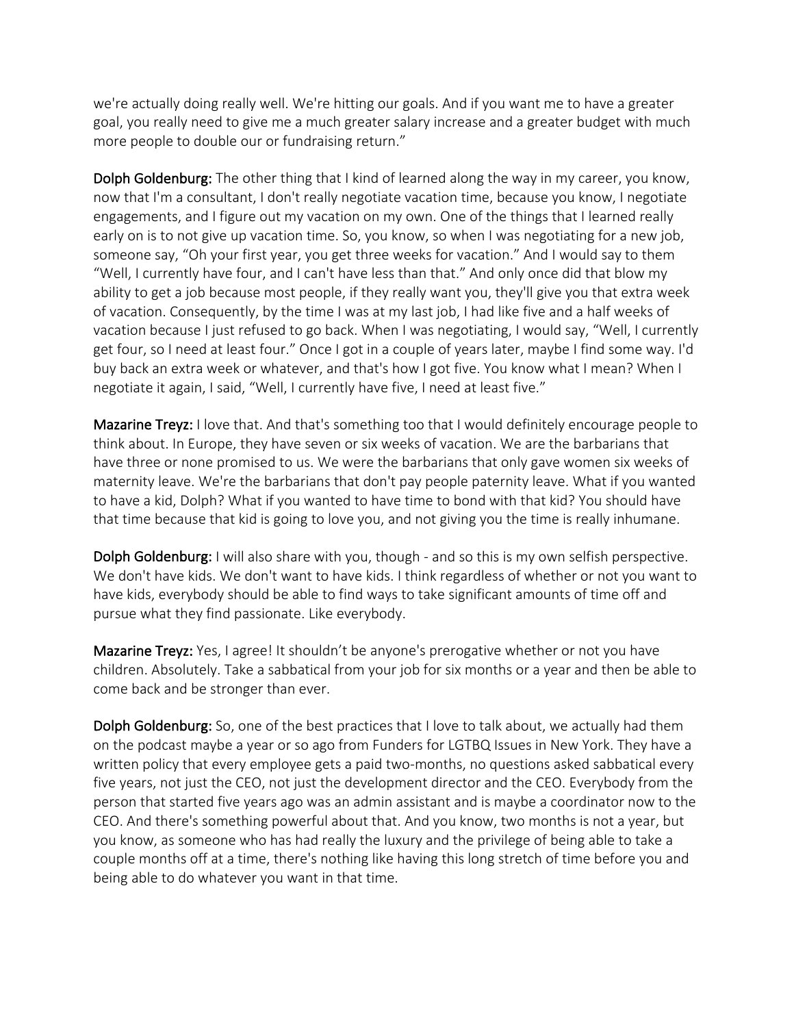we're actually doing really well. We're hitting our goals. And if you want me to have a greater goal, you really need to give me a much greater salary increase and a greater budget with much more people to double our or fundraising return."

**Dolph Goldenburg:** The other thing that I kind of learned along the way in my career, you know, now that I'm a consultant, I don't really negotiate vacation time, because you know, I negotiate engagements, and I figure out my vacation on my own. One of the things that I learned really early on is to not give up vacation time. So, you know, so when I was negotiating for a new job, someone say, "Oh your first year, you get three weeks for vacation." And I would say to them "Well, I currently have four, and I can't have less than that." And only once did that blow my ability to get a job because most people, if they really want you, they'll give you that extra week of vacation. Consequently, by the time I was at my last job, I had like five and a half weeks of vacation because I just refused to go back. When I was negotiating, I would say, "Well, I currently get four, so I need at least four." Once I got in a couple of years later, maybe I find some way. I'd buy back an extra week or whatever, and that's how I got five. You know what I mean? When I negotiate it again, I said, "Well, I currently have five, I need at least five."

**Mazarine Treyz:** I love that. And that's something too that I would definitely encourage people to think about. In Europe, they have seven or six weeks of vacation. We are the barbarians that have three or none promised to us. We were the barbarians that only gave women six weeks of maternity leave. We're the barbarians that don't pay people paternity leave. What if you wanted to have a kid, Dolph? What if you wanted to have time to bond with that kid? You should have that time because that kid is going to love you, and not giving you the time is really inhumane.

**Dolph Goldenburg:** I will also share with you, though - and so this is my own selfish perspective. We don't have kids. We don't want to have kids. I think regardless of whether or not you want to have kids, everybody should be able to find ways to take significant amounts of time off and pursue what they find passionate. Like everybody.

**Mazarine Treyz:** Yes, I agree! It shouldn't be anyone's prerogative whether or not you have children. Absolutely. Take a sabbatical from your job for six months or a year and then be able to come back and be stronger than ever.

**Dolph Goldenburg:** So, one of the best practices that I love to talk about, we actually had them on the podcast maybe a year or so ago from Funders for LGTBQ Issues in New York. They have a written policy that every employee gets a paid two-months, no questions asked sabbatical every five years, not just the CEO, not just the development director and the CEO. Everybody from the person that started five years ago was an admin assistant and is maybe a coordinator now to the CEO. And there's something powerful about that. And you know, two months is not a year, but you know, as someone who has had really the luxury and the privilege of being able to take a couple months off at a time, there's nothing like having this long stretch of time before you and being able to do whatever you want in that time.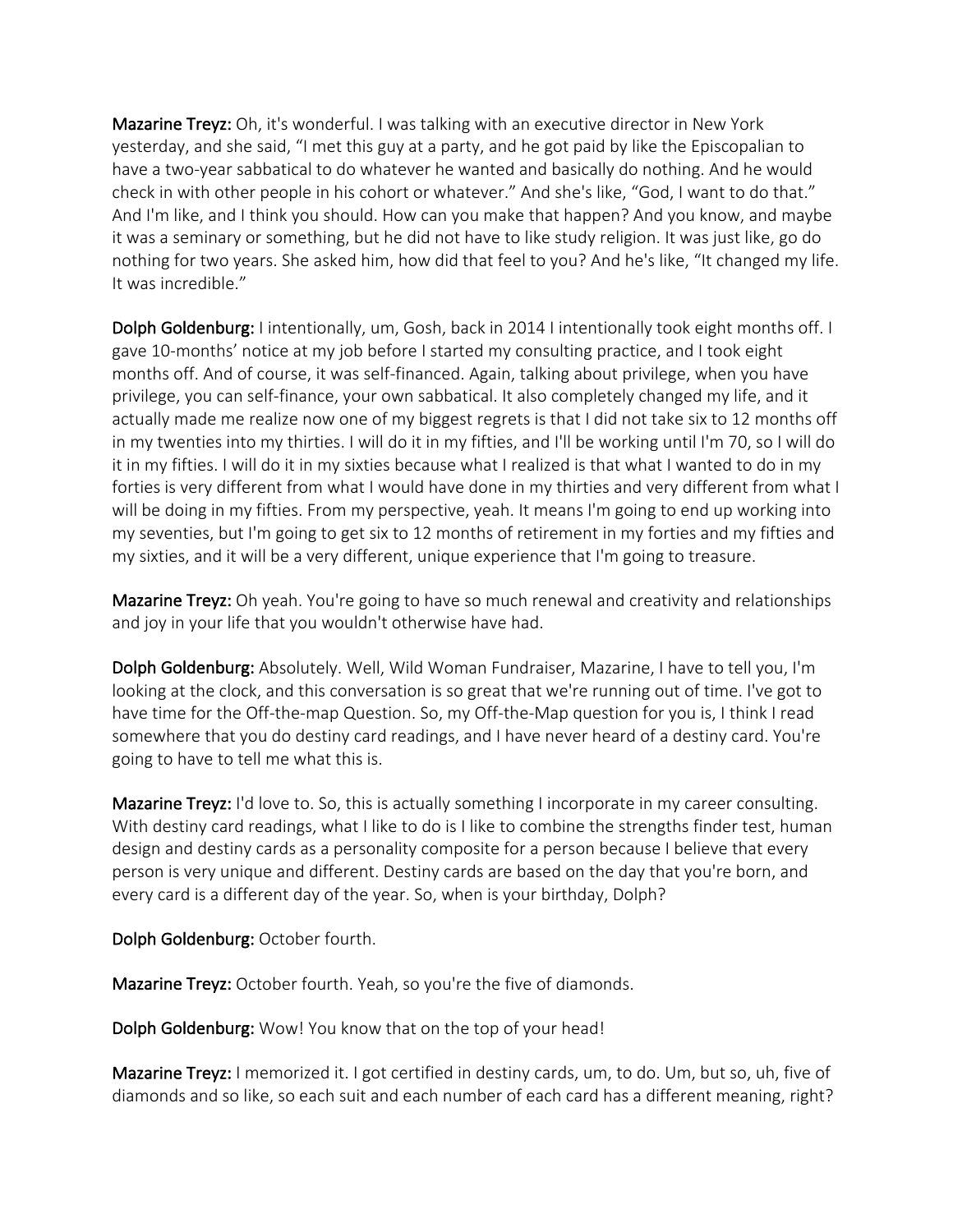**Mazarine Treyz:** Oh, it's wonderful. I was talking with an executive director in New York yesterday, and she said, "I met this guy at a party, and he got paid by like the Episcopalian to have a two-year sabbatical to do whatever he wanted and basically do nothing. And he would check in with other people in his cohort or whatever." And she's like, "God, I want to do that." And I'm like, and I think you should. How can you make that happen? And you know, and maybe it was a seminary or something, but he did not have to like study religion. It was just like, go do nothing for two years. She asked him, how did that feel to you? And he's like, "It changed my life. It was incredible."

**Dolph Goldenburg:** I intentionally, um, Gosh, back in 2014 I intentionally took eight months off. I gave 10-months' notice at my job before I started my consulting practice, and I took eight months off. And of course, it was self-financed. Again, talking about privilege, when you have privilege, you can self-finance, your own sabbatical. It also completely changed my life, and it actually made me realize now one of my biggest regrets is that I did not take six to 12 months off in my twenties into my thirties. I will do it in my fifties, and I'll be working until I'm 70, so I will do it in my fifties. I will do it in my sixties because what I realized is that what I wanted to do in my forties is very different from what I would have done in my thirties and very different from what I will be doing in my fifties. From my perspective, yeah. It means I'm going to end up working into my seventies, but I'm going to get six to 12 months of retirement in my forties and my fifties and my sixties, and it will be a very different, unique experience that I'm going to treasure.

**Mazarine Treyz:** Oh yeah. You're going to have so much renewal and creativity and relationships and joy in your life that you wouldn't otherwise have had.

**Dolph Goldenburg:** Absolutely. Well, Wild Woman Fundraiser, Mazarine, I have to tell you, I'm looking at the clock, and this conversation is so great that we're running out of time. I've got to have time for the Off-the-map Question. So, my Off-the-Map question for you is, I think I read somewhere that you do destiny card readings, and I have never heard of a destiny card. You're going to have to tell me what this is.

**Mazarine Treyz:** I'd love to. So, this is actually something I incorporate in my career consulting. With destiny card readings, what I like to do is I like to combine the strengths finder test, human design and destiny cards as a personality composite for a person because I believe that every person is very unique and different. Destiny cards are based on the day that you're born, and every card is a different day of the year. So, when is your birthday, Dolph?

**Dolph Goldenburg:** October fourth.

**Mazarine Treyz:** October fourth. Yeah, so you're the five of diamonds.

**Dolph Goldenburg:** Wow! You know that on the top of your head!

**Mazarine Treyz:** I memorized it. I got certified in destiny cards, um, to do. Um, but so, uh, five of diamonds and so like, so each suit and each number of each card has a different meaning, right?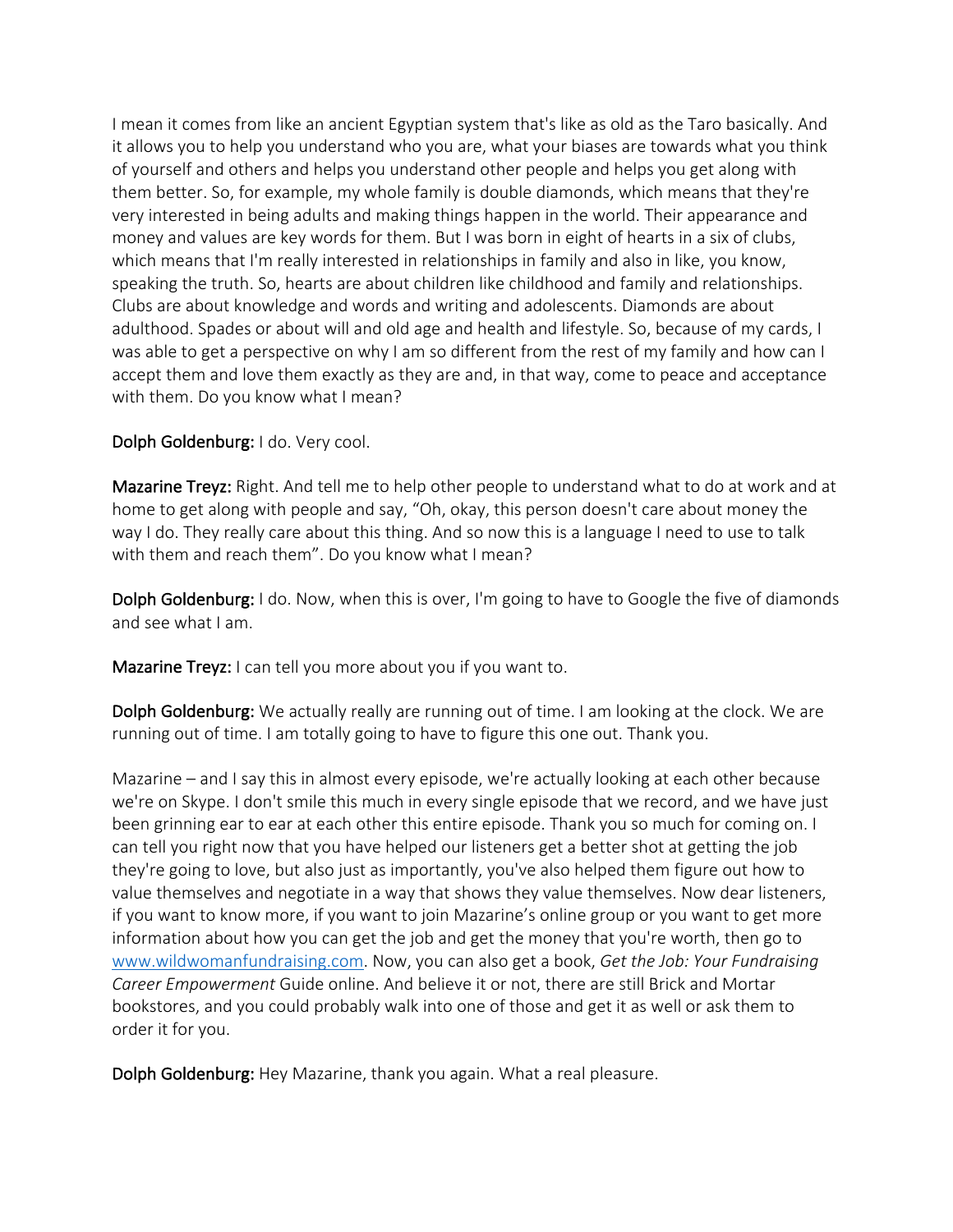I mean it comes from like an ancient Egyptian system that's like as old as the Taro basically. And it allows you to help you understand who you are, what your biases are towards what you think of yourself and others and helps you understand other people and helps you get along with them better. So, for example, my whole family is double diamonds, which means that they're very interested in being adults and making things happen in the world. Their appearance and money and values are key words for them. But I was born in eight of hearts in a six of clubs, which means that I'm really interested in relationships in family and also in like, you know, speaking the truth. So, hearts are about children like childhood and family and relationships. Clubs are about knowledge and words and writing and adolescents. Diamonds are about adulthood. Spades or about will and old age and health and lifestyle. So, because of my cards, I was able to get a perspective on why I am so different from the rest of my family and how can I accept them and love them exactly as they are and, in that way, come to peace and acceptance with them. Do you know what I mean?

**Dolph Goldenburg:** I do. Very cool.

**Mazarine Treyz:** Right. And tell me to help other people to understand what to do at work and at home to get along with people and say, "Oh, okay, this person doesn't care about money the way I do. They really care about this thing. And so now this is a language I need to use to talk with them and reach them". Do you know what I mean?

**Dolph Goldenburg:** I do. Now, when this is over, I'm going to have to Google the five of diamonds and see what I am.

**Mazarine Treyz:** I can tell you more about you if you want to.

**Dolph Goldenburg:** We actually really are running out of time. I am looking at the clock. We are running out of time. I am totally going to have to figure this one out. Thank you.

Mazarine – and I say this in almost every episode, we're actually looking at each other because we're on Skype. I don't smile this much in every single episode that we record, and we have just been grinning ear to ear at each other this entire episode. Thank you so much for coming on. I can tell you right now that you have helped our listeners get a better shot at getting the job they're going to love, but also just as importantly, you've also helped them figure out how to value themselves and negotiate in a way that shows they value themselves. Now dear listeners, if you want to know more, if you want to join Mazarine's online group or you want to get more information about how you can get the job and get the money that you're worth, then go to [www.wildwomanfundraising.com](http://www.wildwomanfundraising.com). Now, you can also get a book, *Get the Job: Your Fundraising Career Empowerment* Guide online. And believe it or not, there are still Brick and Mortar bookstores, and you could probably walk into one of those and get it as well or ask them to order it for you.

**Dolph Goldenburg:** Hey Mazarine, thank you again. What a real pleasure.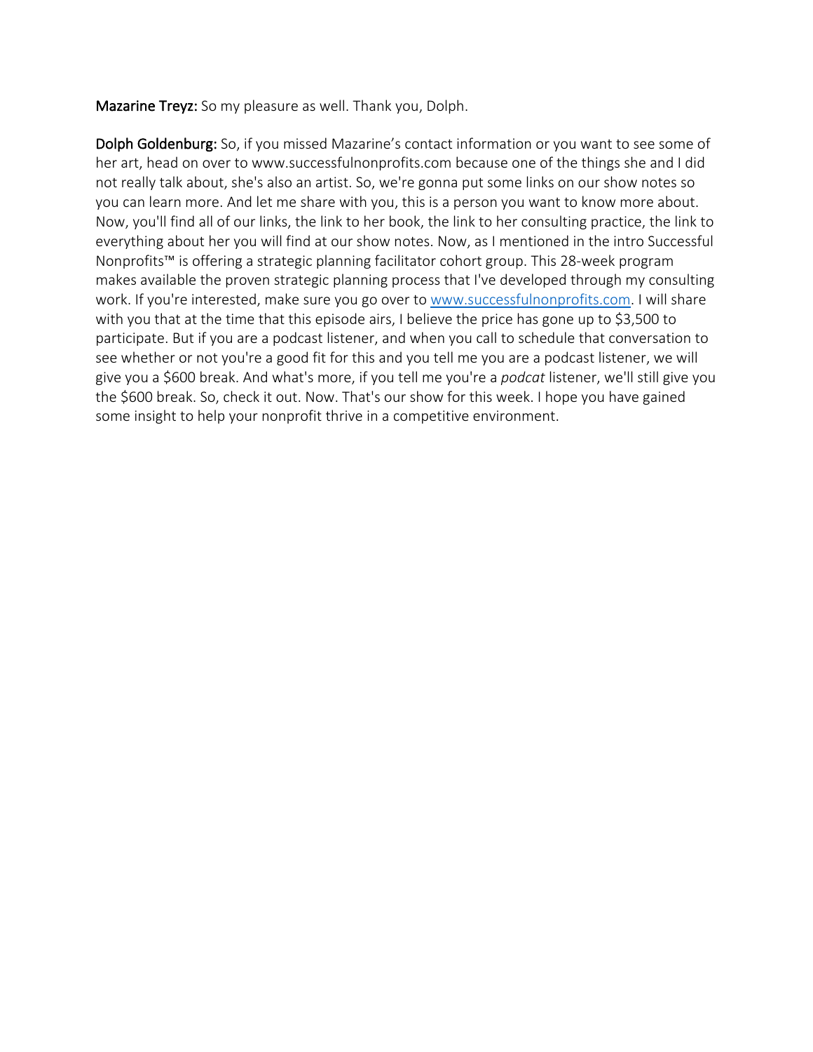**Mazarine Treyz:** So my pleasure as well. Thank you, Dolph.

**Dolph Goldenburg:** So, if you missed Mazarine's contact information or you want to see some of her art, head on over to www.successfulnonprofits.com because one of the things she and I did not really talk about, she's also an artist. So, we're gonna put some links on our show notes so you can learn more. And let me share with you, this is a person you want to know more about. Now, you'll find all of our links, the link to her book, the link to her consulting practice, the link to everything about her you will find at our show notes. Now, as I mentioned in the intro Successful Nonprofits™ is offering a strategic planning facilitator cohort group. This 28-week program makes available the proven strategic planning process that I've developed through my consulting work. If you're interested, make sure you go over to [www.successfulnonprofits.com](www.successfulnonprofits.com). I will share with you that at the time that this episode airs, I believe the price has gone up to $3,500 to participate. But if you are a podcast listener, and when you call to schedule that conversation to see whether or not you're a good fit for this and you tell me you are a podcast listener, we will give you a $600 break. And what's more, if you tell me you're a *podcat* listener, we'll still give you the $600 break. So, check it out. Now. That's our show for this week. I hope you have gained some insight to help your nonprofit thrive in a competitive environment.